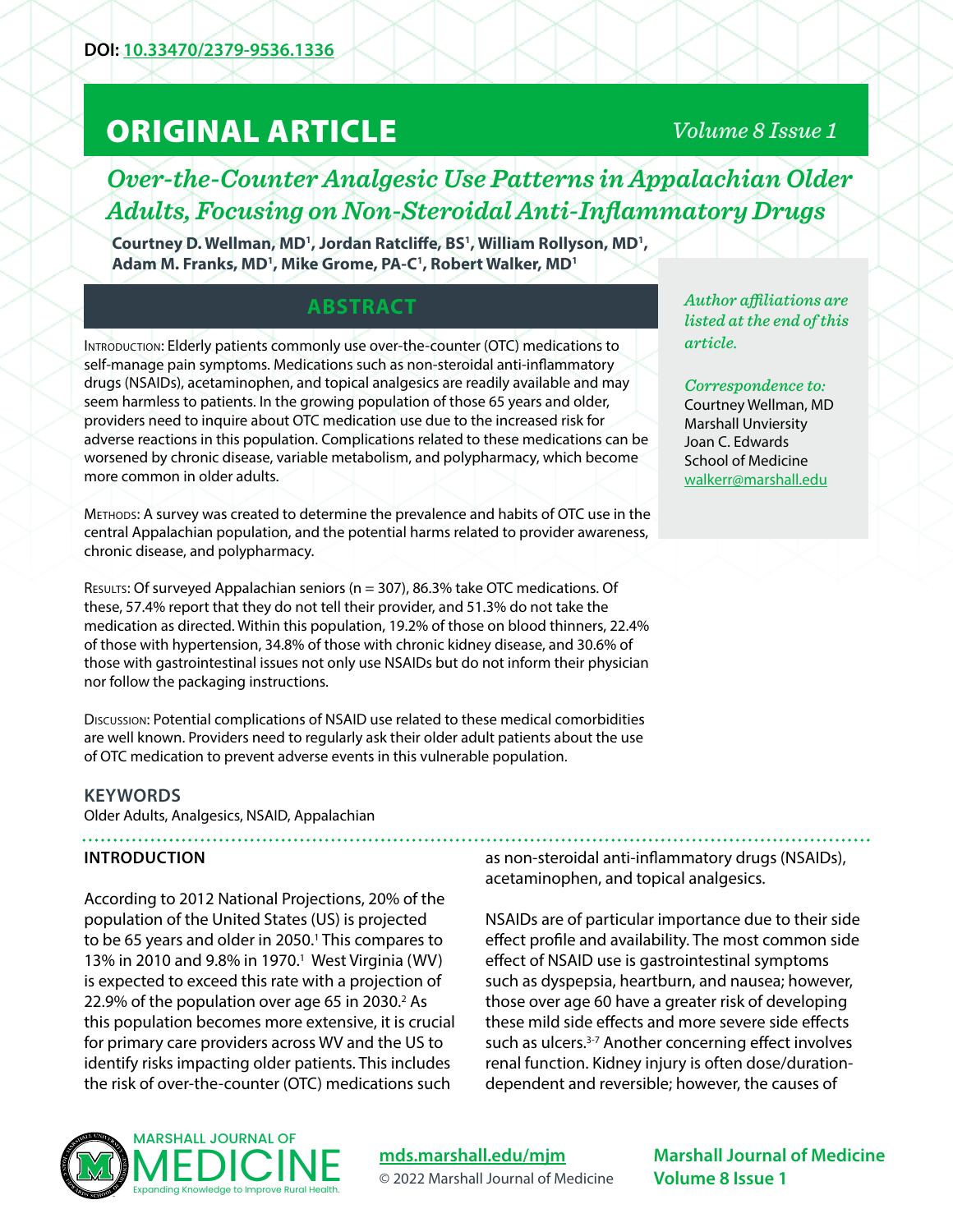DOI: [10.33470/2379-9536.1336](https://doi.org/10.33470/2379-9536.1336)

# ORIGINAL ARTICLE

## *Over-the-Counter Analgesic Use Patterns in Appalachian Older Adults, Focusing on Non-Steroidal Anti-Inflammatory Drugs*

**Courtney D. Wellman, MD[1], Jordan Ratcliffe, BS[1], William Rollyson, MD[1], Adam M. Franks, MD[1], Mike Grome, PA-C[1], Robert Walker, MD[1]**

*Author affiliations are listed at the end of this article.*

*Correspondence to:*
Courtney Wellman, MD
Marshall Unviersity
Joan C. Edwards
School of Medicine
[walkerr@marshall.edu](mailto:walkerr@marshall.edu)

## ABSTRACT

Introduction: Elderly patients commonly use over-the-counter (OTC) medications to self-manage pain symptoms. Medications such as non-steroidal anti-inflammatory drugs (NSAIDs), acetaminophen, and topical analgesics are readily available and may seem harmless to patients. In the growing population of those 65 years and older, providers need to inquire about OTC medication use due to the increased risk for adverse reactions in this population. Complications related to these medications can be worsened by chronic disease, variable metabolism, and polypharmacy, which become more common in older adults.

Methods: A survey was created to determine the prevalence and habits of OTC use in the central Appalachian population, and the potential harms related to provider awareness, chronic disease, and polypharmacy.

Results: Of surveyed Appalachian seniors (n = 307), 86.3% take OTC medications. Of these, 57.4% report that they do not tell their provider, and 51.3% do not take the medication as directed. Within this population, 19.2% of those on blood thinners, 22.4% of those with hypertension, 34.8% of those with chronic kidney disease, and 30.6% of those with gastrointestinal issues not only use NSAIDs but do not inform their physician nor follow the packaging instructions.

Discussion: Potential complications of NSAID use related to these medical comorbidities are well known. Providers need to regularly ask their older adult patients about the use of OTC medication to prevent adverse events in this vulnerable population.

### KEYWORDS

Older Adults, Analgesics, NSAID, Appalachian

## INTRODUCTION

According to 2012 National Projections, 20% of the population of the United States (US) is projected to be 65 years and older in 2050.[1] This compares to 13% in 2010 and 9.8% in 1970.[1] West Virginia (WV) is expected to exceed this rate with a projection of 22.9% of the population over age 65 in 2030.[2] As this population becomes more extensive, it is crucial for primary care providers across WV and the US to identify risks impacting older patients. This includes the risk of over-the-counter (OTC) medications such as non-steroidal anti-inflammatory drugs (NSAIDs), acetaminophen, and topical analgesics.

NSAIDs are of particular importance due to their side effect profile and availability. The most common side effect of NSAID use is gastrointestinal symptoms such as dyspepsia, heartburn, and nausea; however, those over age 60 have a greater risk of developing these mild side effects and more severe side effects such as ulcers.[3-7] Another concerning effect involves renal function. Kidney injury is often dose/duration-dependent and reversible; however, the causes of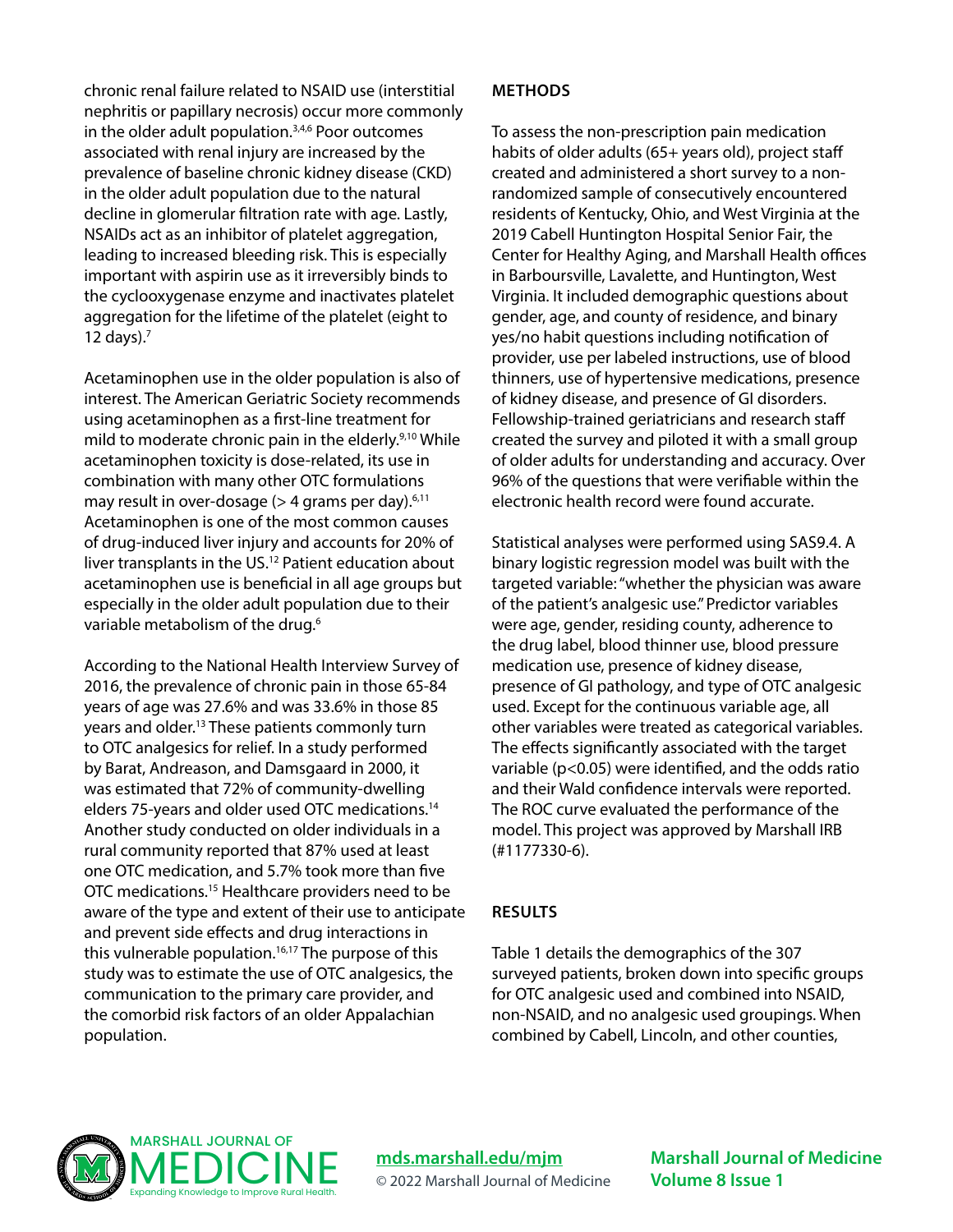chronic renal failure related to NSAID use (interstitial nephritis or papillary necrosis) occur more commonly in the older adult population.[3,4,6] Poor outcomes associated with renal injury are increased by the prevalence of baseline chronic kidney disease (CKD) in the older adult population due to the natural decline in glomerular filtration rate with age. Lastly, NSAIDs act as an inhibitor of platelet aggregation, leading to increased bleeding risk. This is especially important with aspirin use as it irreversibly binds to the cyclooxygenase enzyme and inactivates platelet aggregation for the lifetime of the platelet (eight to 12 days).[7]

Acetaminophen use in the older population is also of interest. The American Geriatric Society recommends using acetaminophen as a first-line treatment for mild to moderate chronic pain in the elderly.[9,10] While acetaminophen toxicity is dose-related, its use in combination with many other OTC formulations may result in over-dosage (> 4 grams per day).[6,11] Acetaminophen is one of the most common causes of drug-induced liver injury and accounts for 20% of liver transplants in the US.[12] Patient education about acetaminophen use is beneficial in all age groups but especially in the older adult population due to their variable metabolism of the drug.[6]

According to the National Health Interview Survey of 2016, the prevalence of chronic pain in those 65-84 years of age was 27.6% and was 33.6% in those 85 years and older.[13] These patients commonly turn to OTC analgesics for relief. In a study performed by Barat, Andreason, and Damsgaard in 2000, it was estimated that 72% of community-dwelling elders 75-years and older used OTC medications.[14] Another study conducted on older individuals in a rural community reported that 87% used at least one OTC medication, and 5.7% took more than five OTC medications.[15] Healthcare providers need to be aware of the type and extent of their use to anticipate and prevent side effects and drug interactions in this vulnerable population.[16,17] The purpose of this study was to estimate the use of OTC analgesics, the communication to the primary care provider, and the comorbid risk factors of an older Appalachian population.

## METHODS

To assess the non-prescription pain medication habits of older adults (65+ years old), project staff created and administered a short survey to a non-randomized sample of consecutively encountered residents of Kentucky, Ohio, and West Virginia at the 2019 Cabell Huntington Hospital Senior Fair, the Center for Healthy Aging, and Marshall Health offices in Barboursville, Lavalette, and Huntington, West Virginia. It included demographic questions about gender, age, and county of residence, and binary yes/no habit questions including notification of provider, use per labeled instructions, use of blood thinners, use of hypertensive medications, presence of kidney disease, and presence of GI disorders. Fellowship-trained geriatricians and research staff created the survey and piloted it with a small group of older adults for understanding and accuracy. Over 96% of the questions that were verifiable within the electronic health record were found accurate.

Statistical analyses were performed using SAS9.4. A binary logistic regression model was built with the targeted variable: "whether the physician was aware of the patient's analgesic use." Predictor variables were age, gender, residing county, adherence to the drug label, blood thinner use, blood pressure medication use, presence of kidney disease, presence of GI pathology, and type of OTC analgesic used. Except for the continuous variable age, all other variables were treated as categorical variables. The effects significantly associated with the target variable ($p<0.05$) were identified, and the odds ratio and their Wald confidence intervals were reported. The ROC curve evaluated the performance of the model. This project was approved by Marshall IRB (#1177330-6).

## RESULTS

Table 1 details the demographics of the 307 surveyed patients, broken down into specific groups for OTC analgesic used and combined into NSAID, non-NSAID, and no analgesic used groupings. When combined by Cabell, Lincoln, and other counties,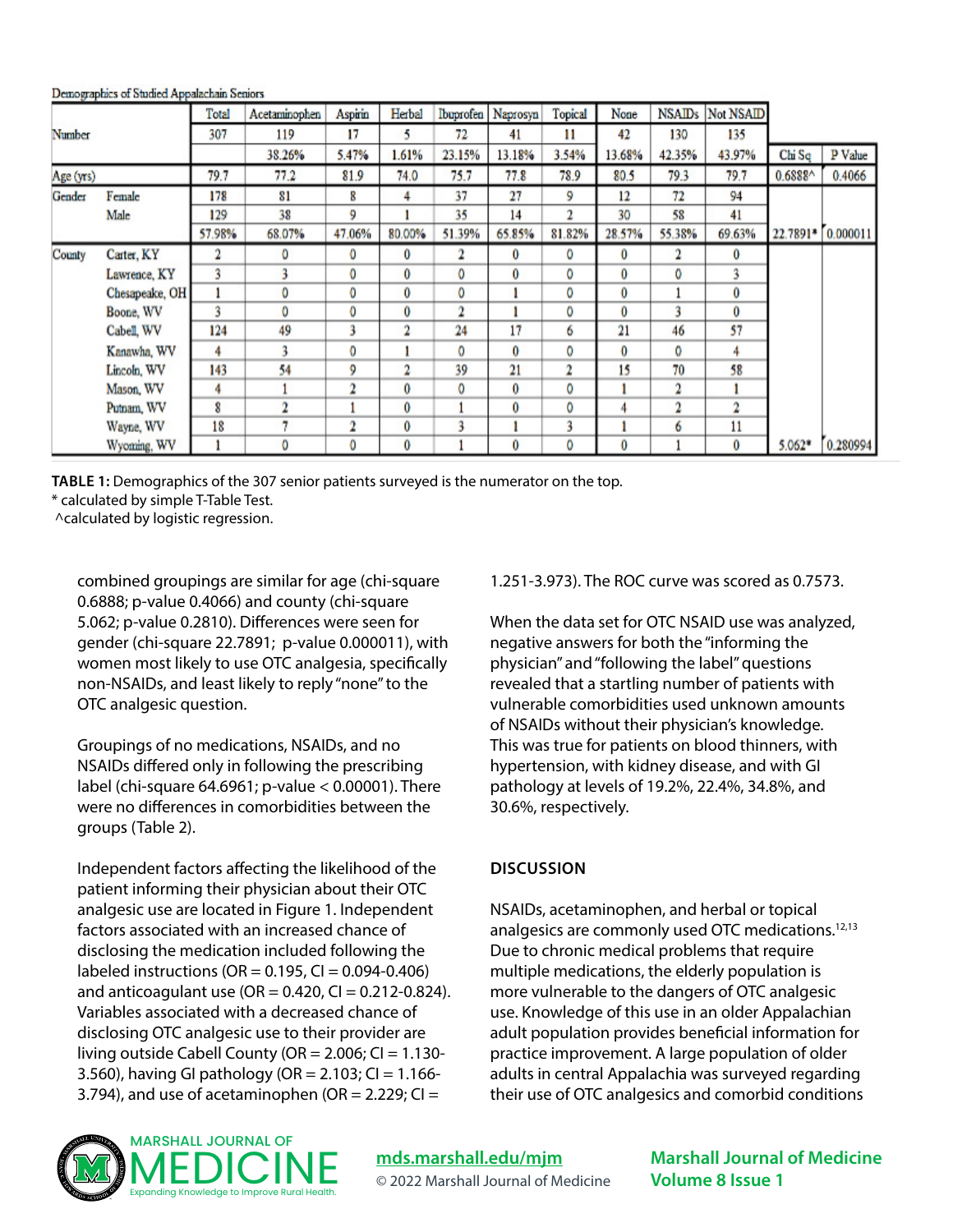Demographics of Studied Appalachian Seniors

| | | Total | Acetaminophen | Aspirin | Herbal | Ibuprofen | Naprosyn | Topical | None | NSAIDs | Not NSAID | | |
|---|---|---|---|---|---|---|---|---|---|---|---|---|---|
| Number | | 307 | 119 | 17 | 5 | 72 | 41 | 11 | 42 | 130 | 135 | | |
| | | | 38.26% | 5.47% | 1.61% | 23.15% | 13.18% | 3.54% | 13.68% | 42.35% | 43.97% | Chi Sq | P Value |
| Age (yrs) | | 79.7 | 77.2 | 81.9 | 74.0 | 75.7 | 77.8 | 78.9 | 80.5 | 79.3 | 79.7 | 0.6888^ | 0.4066 |
| Gender | Female | 178 | 81 | 8 | 4 | 37 | 27 | 9 | 12 | 72 | 94 | | |
| | Male | 129 | 38 | 9 | 1 | 35 | 14 | 2 | 30 | 58 | 41 | | |
| | | 57.98% | 68.07% | 47.06% | 80.00% | 51.39% | 65.85% | 81.82% | 28.57% | 55.38% | 69.63% | 22.7891* | 0.000011 |
| County | Carter, KY | 2 | 0 | 0 | 0 | 2 | 0 | 0 | 0 | 2 | 0 | | |
| | Lawrence, KY | 3 | 3 | 0 | 0 | 0 | 0 | 0 | 0 | 0 | 3 | | |
| | Chesapeake, OH | 1 | 0 | 0 | 0 | 0 | 1 | 0 | 0 | 1 | 0 | | |
| | Boone, WV | 3 | 0 | 0 | 0 | 2 | 1 | 0 | 0 | 3 | 0 | | |
| | Cabell, WV | 124 | 49 | 3 | 2 | 24 | 17 | 6 | 21 | 46 | 57 | | |
| | Kanawha, WV | 4 | 3 | 0 | 1 | 0 | 0 | 0 | 0 | 0 | 4 | | |
| | Lincoln, WV | 143 | 54 | 9 | 2 | 39 | 21 | 2 | 15 | 70 | 58 | | |
| | Mason, WV | 4 | 1 | 2 | 0 | 0 | 0 | 0 | 1 | 2 | 1 | | |
| | Putnam, WV | 8 | 2 | 1 | 0 | 1 | 0 | 0 | 4 | 2 | 2 | | |
| | Wayne, WV | 18 | 7 | 2 | 0 | 3 | 1 | 3 | 1 | 6 | 11 | | |
| | Wyoming, WV | 1 | 0 | 0 | 0 | 1 | 0 | 0 | 0 | 1 | 0 | 5.062* | 0.280994 |

**TABLE 1:** Demographics of the 307 senior patients surveyed is the numerator on the top.
\* calculated by simple T-Table Test.
^calculated by logistic regression.

combined groupings are similar for age (chi-square 0.6888; p-value 0.4066) and county (chi-square 5.062; p-value 0.2810). Differences were seen for gender (chi-square 22.7891; p-value 0.000011), with women most likely to use OTC analgesia, specifically non-NSAIDs, and least likely to reply "none" to the OTC analgesic question.

Groupings of no medications, NSAIDs, and no NSAIDs differed only in following the prescribing label (chi-square 64.6961; p-value < 0.00001). There were no differences in comorbidities between the groups (Table 2).

Independent factors affecting the likelihood of the patient informing their physician about their OTC analgesic use are located in Figure 1. Independent factors associated with an increased chance of disclosing the medication included following the labeled instructions (OR = 0.195, CI = 0.094-0.406) and anticoagulant use (OR = 0.420, CI = 0.212-0.824). Variables associated with a decreased chance of disclosing OTC analgesic use to their provider are living outside Cabell County (OR = 2.006; CI = 1.130-3.560), having GI pathology (OR = 2.103; CI = 1.166-3.794), and use of acetaminophen (OR = 2.229; CI = 1.251-3.973). The ROC curve was scored as 0.7573.

When the data set for OTC NSAID use was analyzed, negative answers for both the "informing the physician" and "following the label" questions revealed that a startling number of patients with vulnerable comorbidities used unknown amounts of NSAIDs without their physician's knowledge. This was true for patients on blood thinners, with hypertension, with kidney disease, and with GI pathology at levels of 19.2%, 22.4%, 34.8%, and 30.6%, respectively.

## DISCUSSION

NSAIDs, acetaminophen, and herbal or topical analgesics are commonly used OTC medications.[12,13] Due to chronic medical problems that require multiple medications, the elderly population is more vulnerable to the dangers of OTC analgesic use. Knowledge of this use in an older Appalachian adult population provides beneficial information for practice improvement. A large population of older adults in central Appalachia was surveyed regarding their use of OTC analgesics and comorbid conditions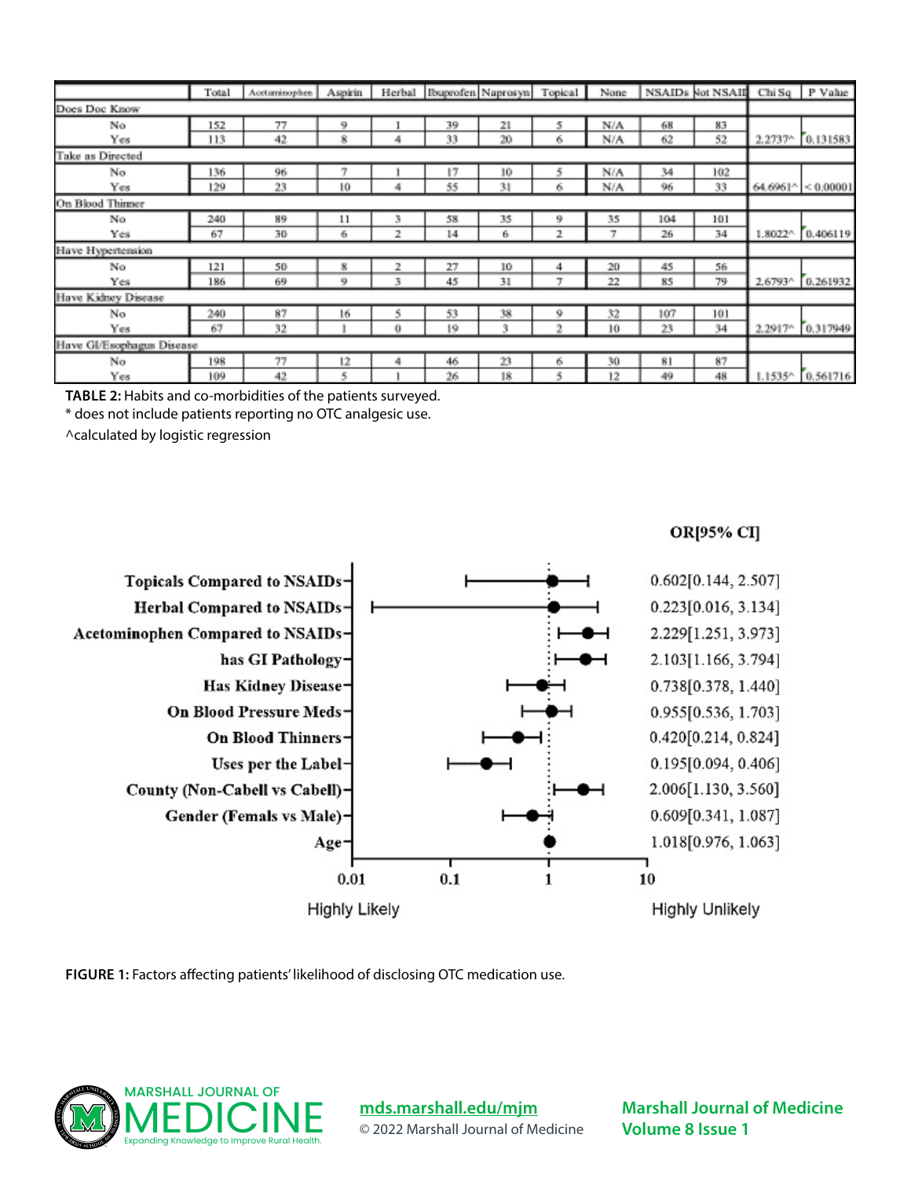| | Total | Acetaminophen | Aspirin | Herbal | Ibuprofen | Naprosyn | Topical | None | NSAIDs | Not NSAID | Chi Sq | P Value |
|---|---|---|---|---|---|---|---|---|---|---|---|---|
| **Does Doc Know** | | | | | | | | | | | | |
| No | 152 | 77 | 9 | 1 | 39 | 21 | 5 | N/A | 68 | 83 | | |
| Yes | 113 | 42 | 8 | 4 | 33 | 20 | 6 | N/A | 62 | 52 | 2.2737^ | 0.131583 |
| **Take as Directed** | | | | | | | | | | | | |
| No | 136 | 96 | 7 | 1 | 17 | 10 | 5 | N/A | 34 | 102 | | |
| Yes | 129 | 23 | 10 | 4 | 55 | 31 | 6 | N/A | 96 | 33 | 64.6961^ | < 0.00001 |
| **On Blood Thinner** | | | | | | | | | | | | |
| No | 240 | 89 | 11 | 3 | 58 | 35 | 9 | 35 | 104 | 101 | | |
| Yes | 67 | 30 | 6 | 2 | 14 | 6 | 2 | 7 | 26 | 34 | 1.8022^ | 0.406119 |
| **Have Hypertension** | | | | | | | | | | | | |
| No | 121 | 50 | 8 | 2 | 27 | 10 | 4 | 20 | 45 | 56 | | |
| Yes | 186 | 69 | 9 | 3 | 45 | 31 | 7 | 22 | 85 | 79 | 2.6793^ | 0.261932 |
| **Have Kidney Disease** | | | | | | | | | | | | |
| No | 240 | 87 | 16 | 5 | 53 | 38 | 9 | 32 | 107 | 101 | | |
| Yes | 67 | 32 | 1 | 0 | 19 | 3 | 2 | 10 | 23 | 34 | 2.2917^ | 0.317949 |
| **Have GI/Esophagus Disease** | | | | | | | | | | | | |
| No | 198 | 77 | 12 | 4 | 46 | 23 | 6 | 30 | 81 | 87 | | |
| Yes | 109 | 42 | 5 | 1 | 26 | 18 | 5 | 12 | 49 | 48 | 1.1535^ | 0.561716 |

**TABLE 2:** Habits and co-morbidities of the patients surveyed.

\* does not include patients reporting no OTC analgesic use.

^calculated by logistic regression

| | OR[95% CI] |
|---|---|
| Topicals Compared to NSAIDs | 0.602[0.144, 2.507] |
| Herbal Compared to NSAIDs | 0.223[0.016, 3.134] |
| Acetominophen Compared to NSAIDs | 2.229[1.251, 3.973] |
| has GI Pathology | 2.103[1.166, 3.794] |
| Has Kidney Disease | 0.738[0.378, 1.440] |
| On Blood Pressure Meds | 0.955[0.536, 1.703] |
| On Blood Thinners | 0.420[0.214, 0.824] |
| Uses per the Label | 0.195[0.094, 0.406] |
| County (Non-Cabell vs Cabell) | 2.006[1.130, 3.560] |
| Gender (Femals vs Male) | 0.609[0.341, 1.087] |
| Age | 1.018[0.976, 1.063] |

Axis: 0.01, 0.1, 1, 10 — Highly Likely ← → Highly Unlikely

**FIGURE 1:** Factors affecting patients' likelihood of disclosing OTC medication use.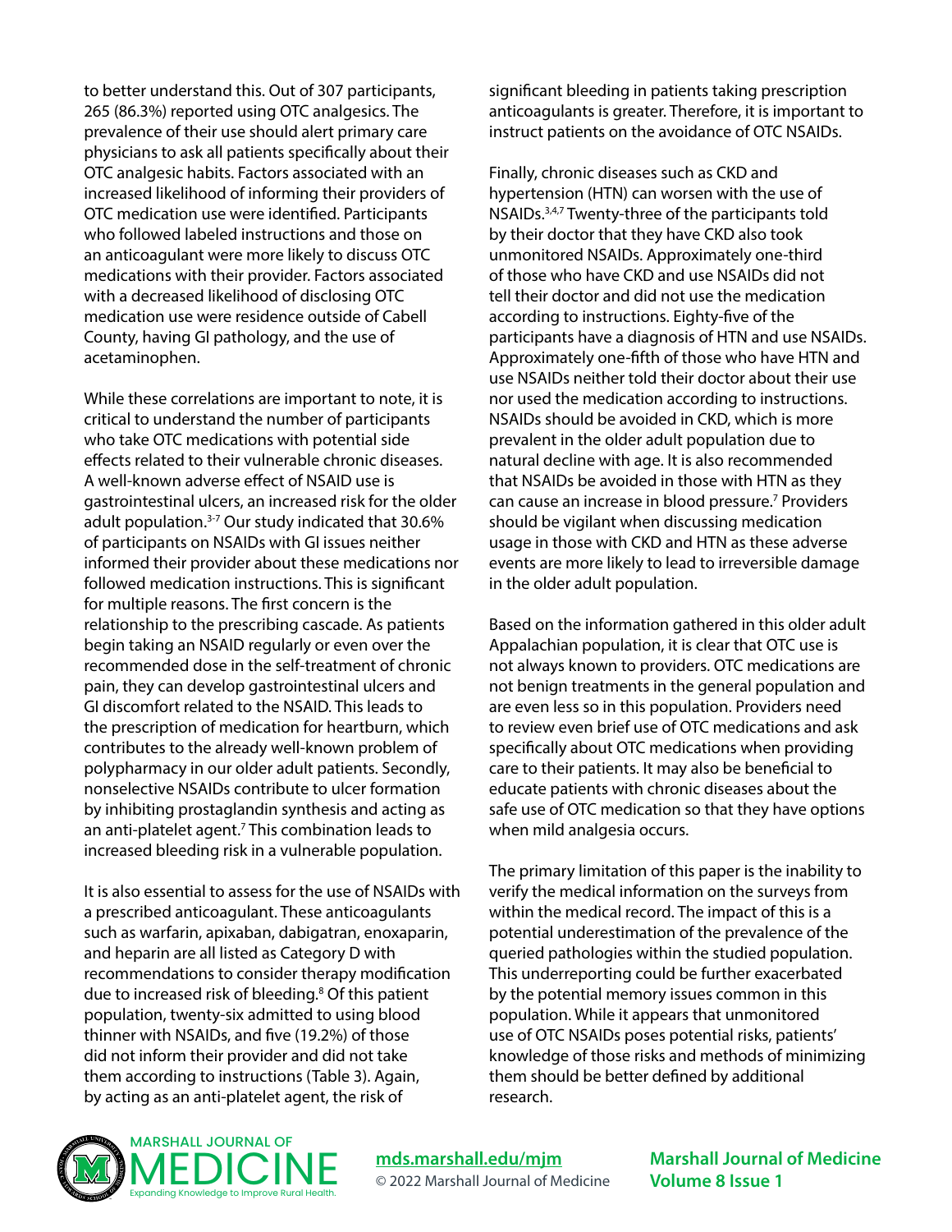to better understand this. Out of 307 participants, 265 (86.3%) reported using OTC analgesics. The prevalence of their use should alert primary care physicians to ask all patients specifically about their OTC analgesic habits. Factors associated with an increased likelihood of informing their providers of OTC medication use were identified. Participants who followed labeled instructions and those on an anticoagulant were more likely to discuss OTC medications with their provider. Factors associated with a decreased likelihood of disclosing OTC medication use were residence outside of Cabell County, having GI pathology, and the use of acetaminophen.

While these correlations are important to note, it is critical to understand the number of participants who take OTC medications with potential side effects related to their vulnerable chronic diseases. A well-known adverse effect of NSAID use is gastrointestinal ulcers, an increased risk for the older adult population.[3-7] Our study indicated that 30.6% of participants on NSAIDs with GI issues neither informed their provider about these medications nor followed medication instructions. This is significant for multiple reasons. The first concern is the relationship to the prescribing cascade. As patients begin taking an NSAID regularly or even over the recommended dose in the self-treatment of chronic pain, they can develop gastrointestinal ulcers and GI discomfort related to the NSAID. This leads to the prescription of medication for heartburn, which contributes to the already well-known problem of polypharmacy in our older adult patients. Secondly, nonselective NSAIDs contribute to ulcer formation by inhibiting prostaglandin synthesis and acting as an anti-platelet agent.[7] This combination leads to increased bleeding risk in a vulnerable population.

It is also essential to assess for the use of NSAIDs with a prescribed anticoagulant. These anticoagulants such as warfarin, apixaban, dabigatran, enoxaparin, and heparin are all listed as Category D with recommendations to consider therapy modification due to increased risk of bleeding.[8] Of this patient population, twenty-six admitted to using blood thinner with NSAIDs, and five (19.2%) of those did not inform their provider and did not take them according to instructions (Table 3). Again, by acting as an anti-platelet agent, the risk of significant bleeding in patients taking prescription anticoagulants is greater. Therefore, it is important to instruct patients on the avoidance of OTC NSAIDs.

Finally, chronic diseases such as CKD and hypertension (HTN) can worsen with the use of NSAIDs.[3,4,7] Twenty-three of the participants told by their doctor that they have CKD also took unmonitored NSAIDs. Approximately one-third of those who have CKD and use NSAIDs did not tell their doctor and did not use the medication according to instructions. Eighty-five of the participants have a diagnosis of HTN and use NSAIDs. Approximately one-fifth of those who have HTN and use NSAIDs neither told their doctor about their use nor used the medication according to instructions. NSAIDs should be avoided in CKD, which is more prevalent in the older adult population due to natural decline with age. It is also recommended that NSAIDs be avoided in those with HTN as they can cause an increase in blood pressure.[7] Providers should be vigilant when discussing medication usage in those with CKD and HTN as these adverse events are more likely to lead to irreversible damage in the older adult population.

Based on the information gathered in this older adult Appalachian population, it is clear that OTC use is not always known to providers. OTC medications are not benign treatments in the general population and are even less so in this population. Providers need to review even brief use of OTC medications and ask specifically about OTC medications when providing care to their patients. It may also be beneficial to educate patients with chronic diseases about the safe use of OTC medication so that they have options when mild analgesia occurs.

The primary limitation of this paper is the inability to verify the medical information on the surveys from within the medical record. The impact of this is a potential underestimation of the prevalence of the queried pathologies within the studied population. This underreporting could be further exacerbated by the potential memory issues common in this population. While it appears that unmonitored use of OTC NSAIDs poses potential risks, patients' knowledge of those risks and methods of minimizing them should be better defined by additional research.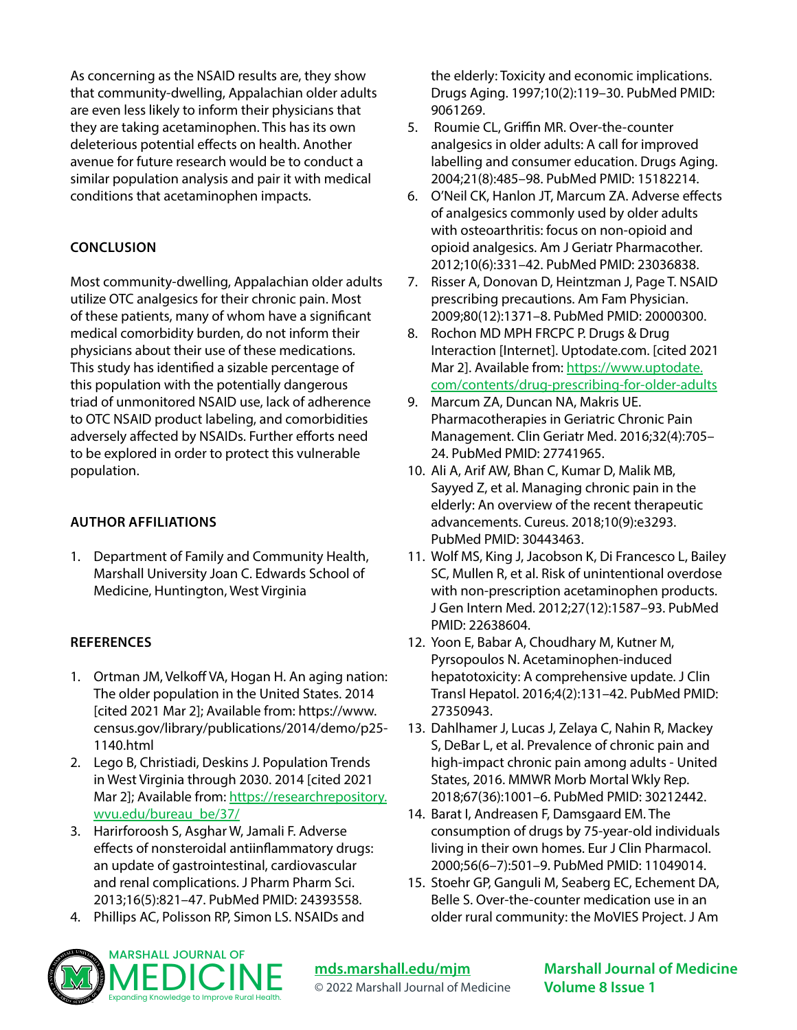As concerning as the NSAID results are, they show that community-dwelling, Appalachian older adults are even less likely to inform their physicians that they are taking acetaminophen. This has its own deleterious potential effects on health. Another avenue for future research would be to conduct a similar population analysis and pair it with medical conditions that acetaminophen impacts.

## CONCLUSION

Most community-dwelling, Appalachian older adults utilize OTC analgesics for their chronic pain. Most of these patients, many of whom have a significant medical comorbidity burden, do not inform their physicians about their use of these medications. This study has identified a sizable percentage of this population with the potentially dangerous triad of unmonitored NSAID use, lack of adherence to OTC NSAID product labeling, and comorbidities adversely affected by NSAIDs. Further efforts need to be explored in order to protect this vulnerable population.

## AUTHOR AFFILIATIONS

1. Department of Family and Community Health, Marshall University Joan C. Edwards School of Medicine, Huntington, West Virginia

## REFERENCES

1. Ortman JM, Velkoff VA, Hogan H. An aging nation: The older population in the United States. 2014 [cited 2021 Mar 2]; Available from: https://www.census.gov/library/publications/2014/demo/p25-1140.html
2. Lego B, Christiadi, Deskins J. Population Trends in West Virginia through 2030. 2014 [cited 2021 Mar 2]; Available from: https://researchrepository.wvu.edu/bureau_be/37/
3. Harirforoosh S, Asghar W, Jamali F. Adverse effects of nonsteroidal antiinflammatory drugs: an update of gastrointestinal, cardiovascular and renal complications. J Pharm Pharm Sci. 2013;16(5):821–47. PubMed PMID: 24393558.
4. Phillips AC, Polisson RP, Simon LS. NSAIDs and the elderly: Toxicity and economic implications. Drugs Aging. 1997;10(2):119–30. PubMed PMID: 9061269.
5. Roumie CL, Griffin MR. Over-the-counter analgesics in older adults: A call for improved labelling and consumer education. Drugs Aging. 2004;21(8):485–98. PubMed PMID: 15182214.
6. O'Neil CK, Hanlon JT, Marcum ZA. Adverse effects of analgesics commonly used by older adults with osteoarthritis: focus on non-opioid and opioid analgesics. Am J Geriatr Pharmacother. 2012;10(6):331–42. PubMed PMID: 23036838.
7. Risser A, Donovan D, Heintzman J, Page T. NSAID prescribing precautions. Am Fam Physician. 2009;80(12):1371–8. PubMed PMID: 20000300.
8. Rochon MD MPH FRCPC P. Drugs & Drug Interaction [Internet]. Uptodate.com. [cited 2021 Mar 2]. Available from: https://www.uptodate.com/contents/drug-prescribing-for-older-adults
9. Marcum ZA, Duncan NA, Makris UE. Pharmacotherapies in Geriatric Chronic Pain Management. Clin Geriatr Med. 2016;32(4):705–24. PubMed PMID: 27741965.
10. Ali A, Arif AW, Bhan C, Kumar D, Malik MB, Sayyed Z, et al. Managing chronic pain in the elderly: An overview of the recent therapeutic advancements. Cureus. 2018;10(9):e3293. PubMed PMID: 30443463.
11. Wolf MS, King J, Jacobson K, Di Francesco L, Bailey SC, Mullen R, et al. Risk of unintentional overdose with non-prescription acetaminophen products. J Gen Intern Med. 2012;27(12):1587–93. PubMed PMID: 22638604.
12. Yoon E, Babar A, Choudhary M, Kutner M, Pyrsopoulos N. Acetaminophen-induced hepatotoxicity: A comprehensive update. J Clin Transl Hepatol. 2016;4(2):131–42. PubMed PMID: 27350943.
13. Dahlhamer J, Lucas J, Zelaya C, Nahin R, Mackey S, DeBar L, et al. Prevalence of chronic pain and high-impact chronic pain among adults - United States, 2016. MMWR Morb Mortal Wkly Rep. 2018;67(36):1001–6. PubMed PMID: 30212442.
14. Barat I, Andreasen F, Damsgaard EM. The consumption of drugs by 75-year-old individuals living in their own homes. Eur J Clin Pharmacol. 2000;56(6–7):501–9. PubMed PMID: 11049014.
15. Stoehr GP, Ganguli M, Seaberg EC, Echement DA, Belle S. Over-the-counter medication use in an older rural community: the MoVIES Project. J Am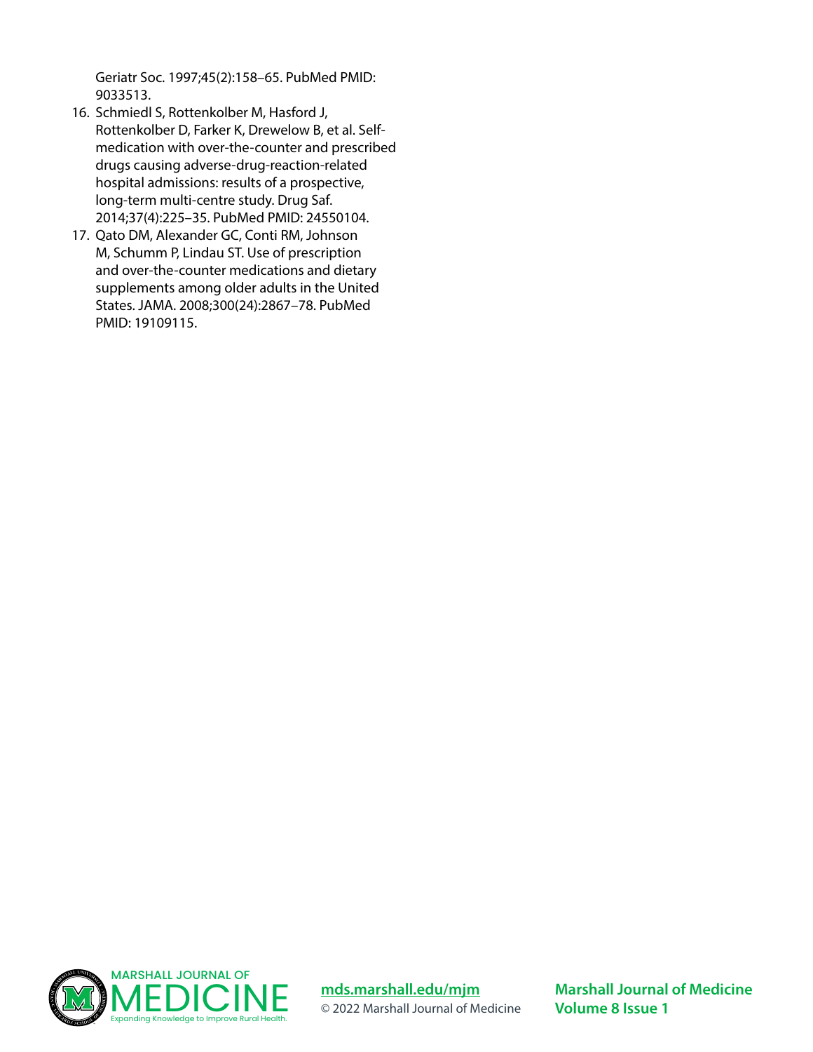Geriatr Soc. 1997;45(2):158–65. PubMed PMID: 9033513.

16. Schmiedl S, Rottenkolber M, Hasford J, Rottenkolber D, Farker K, Drewelow B, et al. Self-medication with over-the-counter and prescribed drugs causing adverse-drug-reaction-related hospital admissions: results of a prospective, long-term multi-centre study. Drug Saf. 2014;37(4):225–35. PubMed PMID: 24550104.
17. Qato DM, Alexander GC, Conti RM, Johnson M, Schumm P, Lindau ST. Use of prescription and over-the-counter medications and dietary supplements among older adults in the United States. JAMA. 2008;300(24):2867–78. PubMed PMID: 19109115.